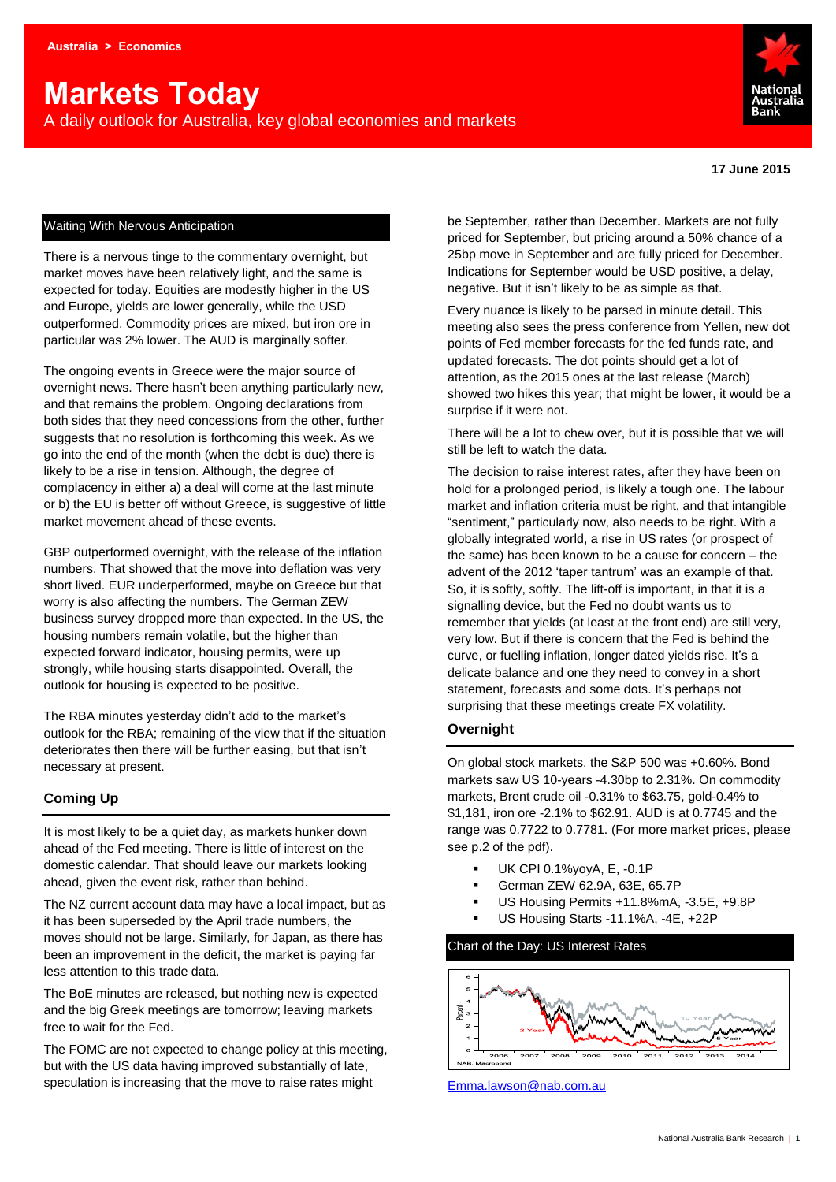Australia > Economics

# Markets Today

A daily outlook for Australia, key global economies and markets

**17 June 2015**

## Waiting With Nervous Anticipation

There is a nervous tinge to the commentary overnight, but market moves have been relatively light, and the same is expected for today. Equities are modestly higher in the US and Europe, yields are lower generally, while the USD outperformed. Commodity prices are mixed, but iron ore in particular was 2% lower. The AUD is marginally softer.

The ongoing events in Greece were the major source of overnight news. There hasn't been anything particularly new, and that remains the problem. Ongoing declarations from both sides that they need concessions from the other, further suggests that no resolution is forthcoming this week. As we go into the end of the month (when the debt is due) there is likely to be a rise in tension. Although, the degree of complacency in either a) a deal will come at the last minute or b) the EU is better off without Greece, is suggestive of little market movement ahead of these events.

GBP outperformed overnight, with the release of the inflation numbers. That showed that the move into deflation was very short lived. EUR underperformed, maybe on Greece but that worry is also affecting the numbers. The German ZEW business survey dropped more than expected. In the US, the housing numbers remain volatile, but the higher than expected forward indicator, housing permits, were up strongly, while housing starts disappointed. Overall, the outlook for housing is expected to be positive.

The RBA minutes yesterday didn't add to the market's outlook for the RBA; remaining of the view that if the situation deteriorates then there will be further easing, but that isn't necessary at present.

## Coming Up

It is most likely to be a quiet day, as markets hunker down ahead of the Fed meeting. There is little of interest on the domestic calendar. The markets looking ahead, given the event risk, rather than behind.

The NZ current account data may have a local impact, but as it has been superseded by the April trade numbers, the moves should not be large. Similarly, for Japan, as there has been an improvement in the deficit, the market is paying far less attention to this trade data.

The BoE minutes are released, but nothing new is expected and the big Greek meetings are tomorrow; leaving markets free to wait for the Fed.

The FOMC are not expected to change policy at this meeting, but with the US data having improved substantially of late, speculation is increasing that the move to raise rates might be September, rather than December. Markets are not fully priced for September, but pricing around a 50% chance of a 25bp move in September and are fully priced for December. Indications for September would be USD positive, a delay, negative. But it isn't likely to be as simple as that.

Every nuance is likely to be parsed in minute detail. This meeting also sees the press conference from Yellen, new dot points of Fed member forecasts for the fed funds rate, and updated forecasts. The dot points should get a lot of attention, as the 2015 ones at the last release (March) showed two hikes this year; that might be lower, it would be a surprise if it were not.

There will be a lot to chew over, but it is possible that we will still be left to watch the data.

The decision to raise interest rates, after they have been on hold for a prolonged period, is likely a tough one. The labour market and inflation criteria must be right, and that intangible "sentiment," particularly now, also needs to be right. With a globally integrated world, a rise in US rates (or prospect of the same) has been known to be a cause for concern – the advent of the 2012 'taper tantrum' was an example of that. So, it is softly, softly. The lift-off is important, in that it is a signalling device, but the Fed no doubt wants us to remember that yields (at least at the front end) are still very, very low. But if there is concern that the Fed is behind the curve, or fuelling inflation, longer dated yields rise. It's a delicate balance and one they need to convey in a short statement, forecasts and some dots. It's perhaps not surprising that these meetings create FX volatility.

## Overnight

On global stock markets, the S&P 500 was +0.60%. Bond markets saw US 10-years -4.30bp to 2.31%. On commodity markets, Brent crude oil -0.31% to $63.75, gold-0.4% to $1,181, iron ore -2.1% to $62.91. AUD is at 0.7745 and the range was 0.7722 to 0.7781. (For more market prices, please see p.2 of the pdf).

- UK CPI 0.1%yoyA, E, -0.1P
- German ZEW 62.9A, 63E, 65.7P
- US Housing Permits +11.8%mA, -3.5E, +9.8P
- US Housing Starts -11.1%A, -4E, +22P

## Chart of the Day: US Interest Rates

Emma.lawson@nab.com.au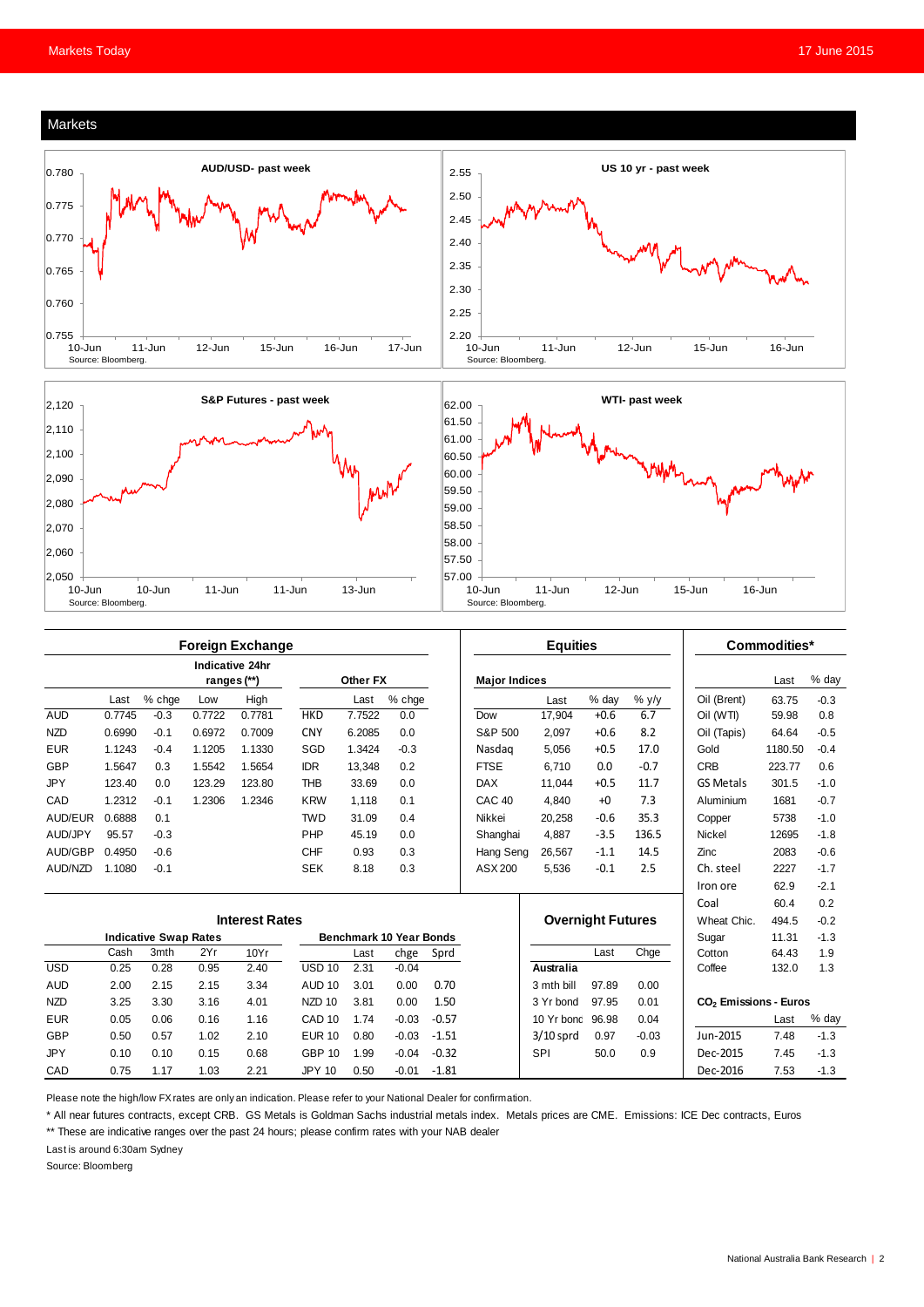## Markets

**AUD/USD- past week**

Source: Bloomberg.

**US 10 yr - past week**

Source: Bloomberg.

**S&P Futures - past week**

Source: Bloomberg.

**WTI- past week**

Source: Bloomberg.

### Foreign Exchange

| | Last | % chge | Indicative 24hr ranges (**) Low | High | Other FX | Last | % chge |
|---|---|---|---|---|---|---|---|
| AUD | 0.7745 | -0.3 | 0.7722 | 0.7781 | HKD | 7.7522 | 0.0 |
| NZD | 0.6990 | -0.1 | 0.6972 | 0.7009 | CNY | 6.2085 | 0.0 |
| EUR | 1.1243 | -0.4 | 1.1205 | 1.1330 | SGD | 1.3424 | -0.3 |
| GBP | 1.5647 | 0.3 | 1.5542 | 1.5654 | IDR | 13,348 | 0.2 |
| JPY | 123.40 | 0.0 | 123.29 | 123.80 | THB | 33.69 | 0.0 |
| CAD | 1.2312 | -0.1 | 1.2306 | 1.2346 | KRW | 1,118 | 0.1 |
| AUD/EUR | 0.6888 | 0.1 | | | TWD | 31.09 | 0.4 |
| AUD/JPY | 95.57 | -0.3 | | | PHP | 45.19 | 0.0 |
| AUD/GBP | 0.4950 | -0.6 | | | CHF | 0.93 | 0.3 |
| AUD/NZD | 1.1080 | -0.1 | | | SEK | 8.18 | 0.3 |

### Equities

| Major Indices | Last | % day | % y/y |
|---|---|---|---|
| Dow | 17,904 | +0.6 | 6.7 |
| S&P 500 | 2,097 | +0.6 | 8.2 |
| Nasdaq | 5,056 | +0.5 | 17.0 |
| FTSE | 6,710 | 0.0 | -0.7 |
| DAX | 11,044 | +0.5 | 11.7 |
| CAC 40 | 4,840 | +0 | 7.3 |
| Nikkei | 20,258 | -0.6 | 35.3 |
| Shanghai | 4,887 | -3.5 | 136.5 |
| Hang Seng | 26,567 | -1.1 | 14.5 |
| ASX 200 | 5,536 | -0.1 | 2.5 |

### Commodities*

| | Last | % day |
|---|---|---|
| Oil (Brent) | 63.75 | -0.3 |
| Oil (WTI) | 59.98 | 0.8 |
| Oil (Tapis) | 64.64 | -0.5 |
| Gold | 1180.50 | -0.4 |
| CRB | 223.77 | 0.6 |
| GS Metals | 301.5 | -1.0 |
| Aluminium | 1681 | -0.7 |
| Copper | 5738 | -1.0 |
| Nickel | 12695 | -1.8 |
| Zinc | 2083 | -0.6 |
| Ch. steel | 2227 | -1.7 |
| Iron ore | 62.9 | -2.1 |
| Coal | 60.4 | 0.2 |
| Wheat Chic. | 494.5 | -0.2 |
| Sugar | 11.31 | -1.3 |
| Cotton | 64.43 | 1.9 |
| Coffee | 132.0 | 1.3 |

### Interest Rates

| Indicative Swap Rates | Cash | 3mth | 2Yr | 10Yr | Benchmark 10 Year Bonds | Last | chge | Sprd |
|---|---|---|---|---|---|---|---|---|
| USD | 0.25 | 0.28 | 0.95 | 2.40 | USD 10 | 2.31 | -0.04 | |
| AUD | 2.00 | 2.15 | 2.15 | 3.34 | AUD 10 | 3.01 | 0.00 | 0.70 |
| NZD | 3.25 | 3.30 | 3.16 | 4.01 | NZD 10 | 3.81 | 0.00 | 1.50 |
| EUR | 0.05 | 0.06 | 0.16 | 1.16 | CAD 10 | 1.74 | -0.03 | -0.57 |
| GBP | 0.50 | 0.57 | 1.02 | 2.10 | EUR 10 | 0.80 | -0.03 | -1.51 |
| JPY | 0.10 | 0.10 | 0.15 | 0.68 | GBP 10 | 1.99 | -0.04 | -0.32 |
| CAD | 0.75 | 1.17 | 1.03 | 2.21 | JPY 10 | 0.50 | -0.01 | -1.81 |

### Overnight Futures

| Australia | Last | Chge |
|---|---|---|
| 3 mth bill | 97.89 | 0.00 |
| 3 Yr bond | 97.95 | 0.01 |
| 10 Yr bond | 96.98 | 0.04 |
| 3/10 sprd | 0.97 | -0.03 |
| SPI | 50.0 | 0.9 |

### $CO_2$ Emissions - Euros

| | Last | % day |
|---|---|---|
| Jun-2015 | 7.48 | -1.3 |
| Dec-2015 | 7.45 | -1.3 |
| Dec-2016 | 7.53 | -1.3 |

Please note the high/low FX rates are only an indication. Please refer to your National Dealer for confirmation.

\* All near futures contracts, except CRB. GS Metals is Goldman Sachs industrial metals index. Metals prices are CME. Emissions: ICE Dec contracts, Euros

** These are indicative ranges over the past 24 hours; please confirm rates with your NAB dealer

Last is around 6:30am Sydney

Source: Bloomberg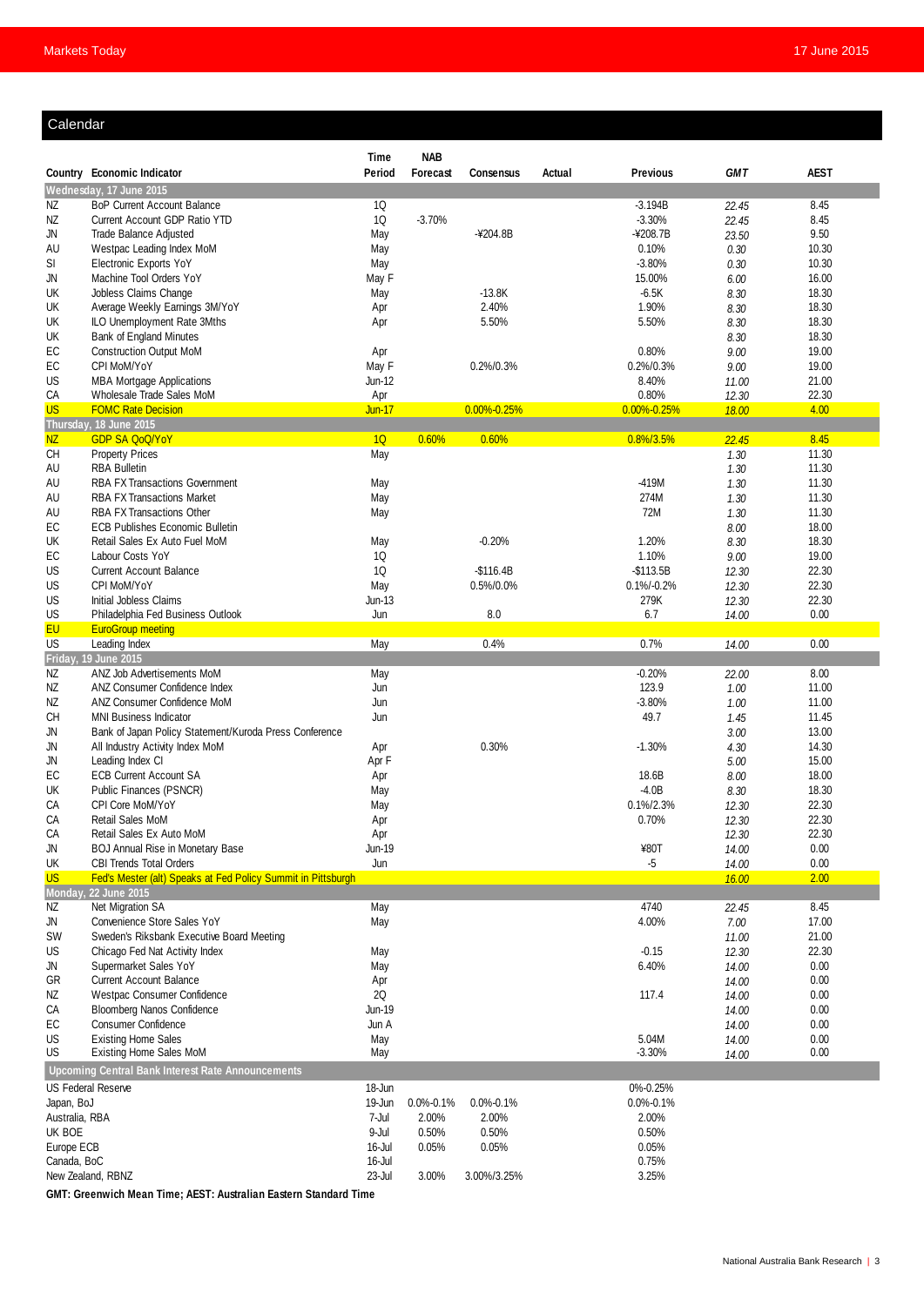## Calendar

| Country | Economic Indicator | Time Period | NAB Forecast | Consensus | Actual | Previous | GMT | AEST |
|---|---|---|---|---|---|---|---|---|
| **Wednesday, 17 June 2015** | | | | | | | | |
| NZ | BoP Current Account Balance | 1Q | | | | -3.194B | 22.45 | 8.45 |
| NZ | Current Account GDP Ratio YTD | 1Q | -3.70% | | | -3.30% | 22.45 | 8.45 |
| JN | Trade Balance Adjusted | May | | -¥204.8B | | -¥208.7B | 23.50 | 9.50 |
| AU | Westpac Leading Index MoM | May | | | | 0.10% | 0.30 | 10.30 |
| SI | Electronic Exports YoY | May | | | | -3.80% | 0.30 | 10.30 |
| JN | Machine Tool Orders YoY | May F | | | | 15.00% | 6.00 | 16.00 |
| UK | Jobless Claims Change | May | | -13.8K | | -6.5K | 8.30 | 18.30 |
| UK | Average Weekly Earnings 3M/YoY | Apr | | 2.40% | | 1.90% | 8.30 | 18.30 |
| UK | ILO Unemployment Rate 3Mths | Apr | | 5.50% | | 5.50% | 8.30 | 18.30 |
| UK | Bank of England Minutes | | | | | | 8.30 | 18.30 |
| EC | Construction Output MoM | Apr | | | | 0.80% | 9.00 | 19.00 |
| EC | CPI MoM/YoY | May F | | 0.2%/0.3% | | 0.2%/0.3% | 9.00 | 19.00 |
| US | MBA Mortgage Applications | Jun-12 | | | | 8.40% | 11.00 | 21.00 |
| CA | Wholesale Trade Sales MoM | Apr | | | | 0.80% | 12.30 | 22.30 |
| US | FOMC Rate Decision | Jun-17 | | 0.00%-0.25% | | 0.00%-0.25% | 18.00 | 4.00 |
| **Thursday, 18 June 2015** | | | | | | | | |
| NZ | GDP SA QoQ/YoY | 1Q | 0.60% | 0.60% | | 0.8%/3.5% | 22.45 | 8.45 |
| CH | Property Prices | May | | | | | 1.30 | 11.30 |
| AU | RBA Bulletin | | | | | | 1.30 | 11.30 |
| AU | RBA FX Transactions Government | May | | | | -419M | 1.30 | 11.30 |
| AU | RBA FX Transactions Market | May | | | | 274M | 1.30 | 11.30 |
| AU | RBA FX Transactions Other | May | | | | 72M | 1.30 | 11.30 |
| EC | ECB Publishes Economic Bulletin | | | | | | 8.00 | 18.00 |
| UK | Retail Sales Ex Auto Fuel MoM | May | | -0.20% | | 1.20% | 8.30 | 18.30 |
| EC | Labour Costs YoY | 1Q | | | | 1.10% | 9.00 | 19.00 |
| US | Current Account Balance | 1Q | | -$116.4B | | -$113.5B | 12.30 | 22.30 |
| US | CPI MoM/YoY | May | | 0.5%/0.0% | | 0.1%/-0.2% | 12.30 | 22.30 |
| US | Initial Jobless Claims | Jun-13 | | | | 279K | 12.30 | 22.30 |
| US | Philadelphia Fed Business Outlook | Jun | | 8.0 | | 6.7 | 14.00 | 0.00 |
| EU | EuroGroup meeting | | | | | | | |
| US | Leading Index | May | | 0.4% | | 0.7% | 14.00 | 0.00 |
| **Friday, 19 June 2015** | | | | | | | | |
| NZ | ANZ Job Advertisements MoM | May | | | | -0.20% | 22.00 | 8.00 |
| NZ | ANZ Consumer Confidence Index | Jun | | | | 123.9 | 1.00 | 11.00 |
| NZ | ANZ Consumer Confidence MoM | Jun | | | | -3.80% | 1.00 | 11.00 |
| CH | MNI Business Indicator | Jun | | | | 49.7 | 1.45 | 11.45 |
| JN | Bank of Japan Policy Statement/Kuroda Press Conference | | | | | | 3.00 | 13.00 |
| JN | All Industry Activity Index MoM | Apr | | 0.30% | | -1.30% | 4.30 | 14.30 |
| JN | Leading Index CI | Apr F | | | | | 5.00 | 15.00 |
| EC | ECB Current Account SA | Apr | | | | 18.6B | 8.00 | 18.00 |
| UK | Public Finances (PSNCR) | May | | | | -4.0B | 8.30 | 18.30 |
| CA | CPI Core MoM/YoY | May | | | | 0.1%/2.3% | 12.30 | 22.30 |
| CA | Retail Sales MoM | Apr | | | | 0.70% | 12.30 | 22.30 |
| CA | Retail Sales Ex Auto MoM | Apr | | | | | 12.30 | 22.30 |
| JN | BOJ Annual Rise in Monetary Base | Jun-19 | | | | ¥80T | 14.00 | 0.00 |
| UK | CBI Trends Total Orders | Jun | | | | -5 | 14.00 | 0.00 |
| US | Fed's Mester (alt) Speaks at Fed Policy Summit in Pittsburgh | | | | | | 16.00 | 2.00 |
| **Monday, 22 June 2015** | | | | | | | | |
| NZ | Net Migration SA | May | | | | 4740 | 22.45 | 8.45 |
| JN | Convenience Store Sales YoY | May | | | | 4.00% | 7.00 | 17.00 |
| SW | Sweden's Riksbank Executive Board Meeting | | | | | | 11.00 | 21.00 |
| US | Chicago Fed Nat Activity Index | May | | | | -0.15 | 12.30 | 22.30 |
| JN | Supermarket Sales YoY | May | | | | 6.40% | 14.00 | 0.00 |
| GR | Current Account Balance | Apr | | | | | 14.00 | 0.00 |
| NZ | Westpac Consumer Confidence | 2Q | | | | 117.4 | 14.00 | 0.00 |
| CA | Bloomberg Nanos Confidence | Jun-19 | | | | | 14.00 | 0.00 |
| EC | Consumer Confidence | Jun A | | | | | 14.00 | 0.00 |
| US | Existing Home Sales | May | | | | 5.04M | 14.00 | 0.00 |
| US | Existing Home Sales MoM | May | | | | -3.30% | 14.00 | 0.00 |

**Upcoming Central Bank Interest Rate Announcements**

| Central Bank | Date | NAB Forecast | Consensus | Previous |
|---|---|---|---|---|
| US Federal Reserve | 18-Jun | | | 0%-0.25% |
| Japan, BoJ | 19-Jun | 0.0%-0.1% | 0.0%-0.1% | 0.0%-0.1% |
| Australia, RBA | 7-Jul | 2.00% | 2.00% | 2.00% |
| UK BOE | 9-Jul | 0.50% | 0.50% | 0.50% |
| Europe ECB | 16-Jul | 0.05% | 0.05% | 0.05% |
| Canada, BoC | 16-Jul | | | 0.75% |
| New Zealand, RBNZ | 23-Jul | 3.00% | 3.00%/3.25% | 3.25% |

**GMT: Greenwich Mean Time; AEST: Australian Eastern Standard Time**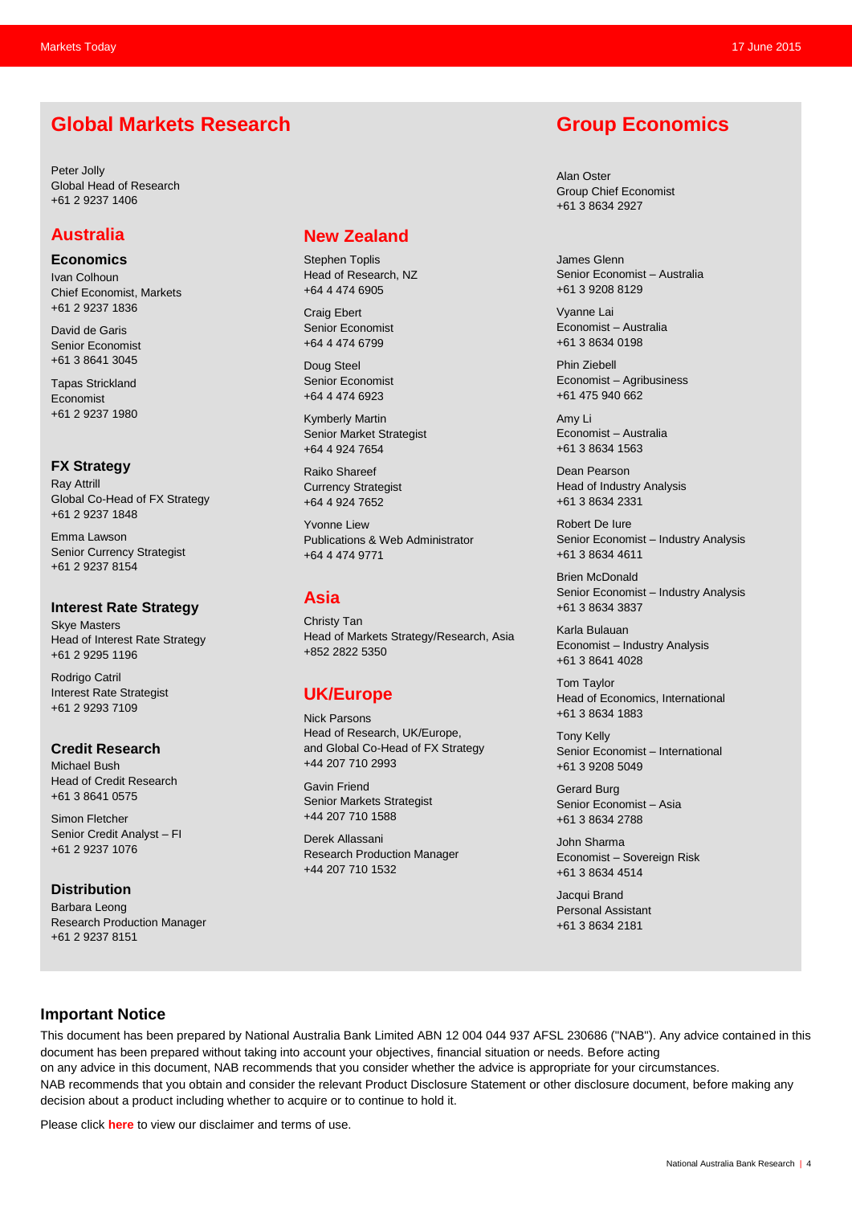## Global Markets Research

Peter Jolly
Global Head of Research
+61 2 9237 1406

### Australia

#### Economics

Ivan Colhoun
Chief Economist, Markets
+61 2 9237 1836

David de Garis
Senior Economist
+61 3 8641 3045

Tapas Strickland
Economist
+61 2 9237 1980

#### FX Strategy

Ray Attrill
Global Co-Head of FX Strategy
+61 2 9237 1848

Emma Lawson
Senior Currency Strategist
+61 2 9237 8154

#### Interest Rate Strategy

Skye Masters
Head of Interest Rate Strategy
+61 2 9295 1196

Rodrigo Catril
Interest Rate Strategist
+61 2 9293 7109

#### Credit Research

Michael Bush
Head of Credit Research
+61 3 8641 0575

Simon Fletcher
Senior Credit Analyst – FI
+61 2 9237 1076

#### Distribution

Barbara Leong
Research Production Manager
+61 2 9237 8151

### New Zealand

Stephen Toplis
Head of Research, NZ
+64 4 474 6905

Craig Ebert
Senior Economist
+64 4 474 6799

Doug Steel
Senior Economist
+64 4 474 6923

Kymberly Martin
Senior Market Strategist
+64 4 924 7654

Raiko Shareef
Currency Strategist
+64 4 924 7652

Yvonne Liew
Publications & Web Administrator
+64 4 474 9771

### Asia

Christy Tan
Head of Markets Strategy/Research, Asia
+852 2822 5350

### UK/Europe

Nick Parsons
Head of Research, UK/Europe,
and Global Co-Head of FX Strategy
+44 207 710 2993

Gavin Friend
Senior Markets Strategist
+44 207 710 1588

Derek Allassani
Research Production Manager
+44 207 710 1532

## Group Economics

Alan Oster
Group Chief Economist
+61 3 8634 2927

James Glenn
Senior Economist – Australia
+61 3 9208 8129

Vyanne Lai
Economist – Australia
+61 3 8634 0198

Phin Ziebell
Economist – Agribusiness
+61 475 940 662

Amy Li
Economist – Australia
+61 3 8634 1563

Dean Pearson
Head of Industry Analysis
+61 3 8634 2331

Robert De Iure
Senior Economist – Industry Analysis
+61 3 8634 4611

Brien McDonald
Senior Economist – Industry Analysis
+61 3 8634 3837

Karla Bulauan
Economist – Industry Analysis
+61 3 8641 4028

Tom Taylor
Head of Economics, International
+61 3 8634 1883

Tony Kelly
Senior Economist – International
+61 3 9208 5049

Gerard Burg
Senior Economist – Asia
+61 3 8634 2788

John Sharma
Economist – Sovereign Risk
+61 3 8634 4514

Jacqui Brand
Personal Assistant
+61 3 8634 2181

## Important Notice

This document has been prepared by National Australia Bank Limited ABN 12 004 044 937 AFSL 230686 ("NAB"). Any advice contained in this document has been prepared without taking into account your objectives, financial situation or needs. Before acting on any advice in this document, NAB recommends that you consider whether the advice is appropriate for your circumstances.
NAB recommends that you obtain and consider the relevant Product Disclosure Statement or other disclosure document, before making any decision about a product including whether to acquire or to continue to hold it.

Please click **here** to view our disclaimer and terms of use.